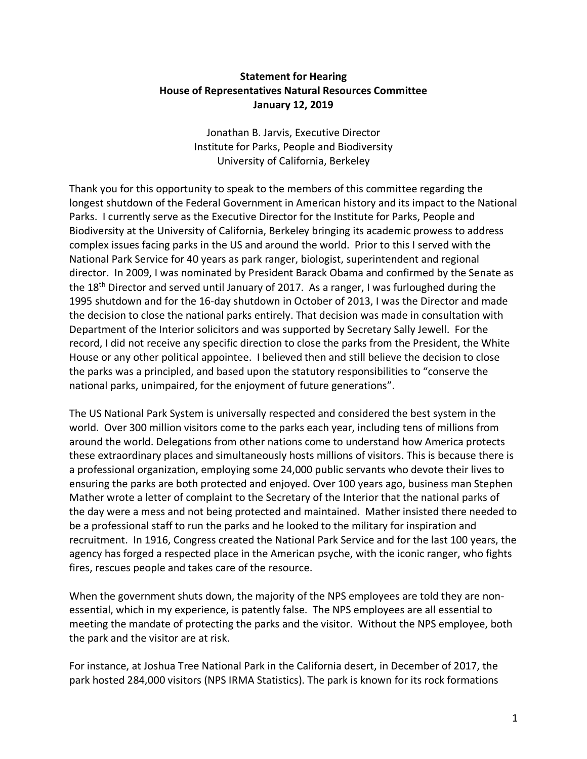**Statement for Hearing**
**House of Representatives Natural Resources Committee**
**January 12, 2019**

Jonathan B. Jarvis, Executive Director
Institute for Parks, People and Biodiversity
University of California, Berkeley

Thank you for this opportunity to speak to the members of this committee regarding the longest shutdown of the Federal Government in American history and its impact to the National Parks. I currently serve as the Executive Director for the Institute for Parks, People and Biodiversity at the University of California, Berkeley bringing its academic prowess to address complex issues facing parks in the US and around the world. Prior to this I served with the National Park Service for 40 years as park ranger, biologist, superintendent and regional director. In 2009, I was nominated by President Barack Obama and confirmed by the Senate as the 18th Director and served until January of 2017. As a ranger, I was furloughed during the 1995 shutdown and for the 16-day shutdown in October of 2013, I was the Director and made the decision to close the national parks entirely. That decision was made in consultation with Department of the Interior solicitors and was supported by Secretary Sally Jewell. For the record, I did not receive any specific direction to close the parks from the President, the White House or any other political appointee. I believed then and still believe the decision to close the parks was a principled, and based upon the statutory responsibilities to "conserve the national parks, unimpaired, for the enjoyment of future generations".

The US National Park System is universally respected and considered the best system in the world. Over 300 million visitors come to the parks each year, including tens of millions from around the world. Delegations from other nations come to understand how America protects these extraordinary places and simultaneously hosts millions of visitors. This is because there is a professional organization, employing some 24,000 public servants who devote their lives to ensuring the parks are both protected and enjoyed. Over 100 years ago, business man Stephen Mather wrote a letter of complaint to the Secretary of the Interior that the national parks of the day were a mess and not being protected and maintained. Mather insisted there needed to be a professional staff to run the parks and he looked to the military for inspiration and recruitment. In 1916, Congress created the National Park Service and for the last 100 years, the agency has forged a respected place in the American psyche, with the iconic ranger, who fights fires, rescues people and takes care of the resource.

When the government shuts down, the majority of the NPS employees are told they are non-essential, which in my experience, is patently false. The NPS employees are all essential to meeting the mandate of protecting the parks and the visitor. Without the NPS employee, both the park and the visitor are at risk.

For instance, at Joshua Tree National Park in the California desert, in December of 2017, the park hosted 284,000 visitors (NPS IRMA Statistics). The park is known for its rock formations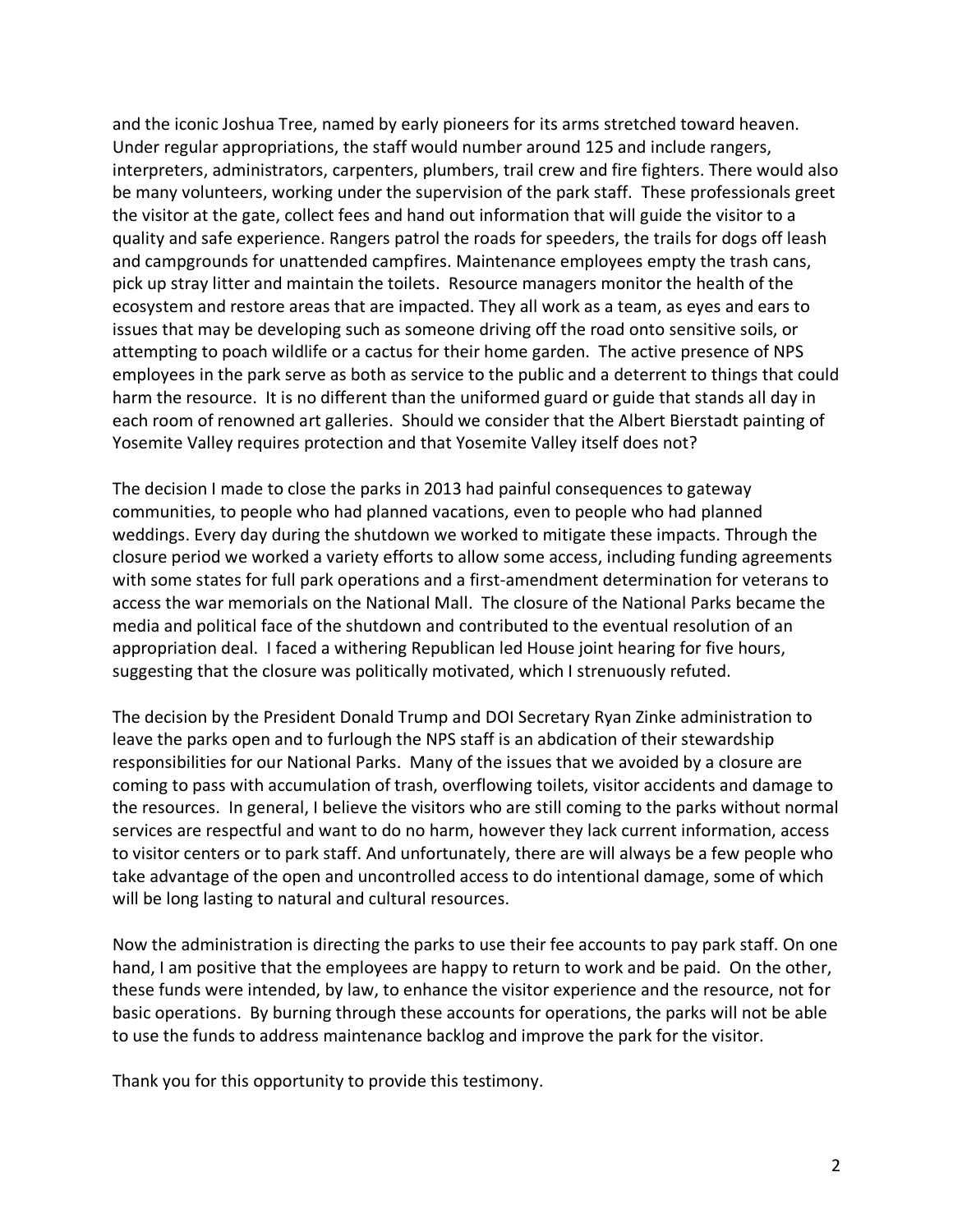and the iconic Joshua Tree, named by early pioneers for its arms stretched toward heaven. Under regular appropriations, the staff would number around 125 and include rangers, interpreters, administrators, carpenters, plumbers, trail crew and fire fighters. There would also be many volunteers, working under the supervision of the park staff. These professionals greet the visitor at the gate, collect fees and hand out information that will guide the visitor to a quality and safe experience. Rangers patrol the roads for speeders, the trails for dogs off leash and campgrounds for unattended campfires. Maintenance employees empty the trash cans, pick up stray litter and maintain the toilets. Resource managers monitor the health of the ecosystem and restore areas that are impacted. They all work as a team, as eyes and ears to issues that may be developing such as someone driving off the road onto sensitive soils, or attempting to poach wildlife or a cactus for their home garden. The active presence of NPS employees in the park serve as both as service to the public and a deterrent to things that could harm the resource. It is no different than the uniformed guard or guide that stands all day in each room of renowned art galleries. Should we consider that the Albert Bierstadt painting of Yosemite Valley requires protection and that Yosemite Valley itself does not?

The decision I made to close the parks in 2013 had painful consequences to gateway communities, to people who had planned vacations, even to people who had planned weddings. Every day during the shutdown we worked to mitigate these impacts. Through the closure period we worked a variety efforts to allow some access, including funding agreements with some states for full park operations and a first-amendment determination for veterans to access the war memorials on the National Mall. The closure of the National Parks became the media and political face of the shutdown and contributed to the eventual resolution of an appropriation deal. I faced a withering Republican led House joint hearing for five hours, suggesting that the closure was politically motivated, which I strenuously refuted.

The decision by the President Donald Trump and DOI Secretary Ryan Zinke administration to leave the parks open and to furlough the NPS staff is an abdication of their stewardship responsibilities for our National Parks. Many of the issues that we avoided by a closure are coming to pass with accumulation of trash, overflowing toilets, visitor accidents and damage to the resources. In general, I believe the visitors who are still coming to the parks without normal services are respectful and want to do no harm, however they lack current information, access to visitor centers or to park staff. And unfortunately, there are will always be a few people who take advantage of the open and uncontrolled access to do intentional damage, some of which will be long lasting to natural and cultural resources.

Now the administration is directing the parks to use their fee accounts to pay park staff. On one hand, I am positive that the employees are happy to return to work and be paid. On the other, these funds were intended, by law, to enhance the visitor experience and the resource, not for basic operations. By burning through these accounts for operations, the parks will not be able to use the funds to address maintenance backlog and improve the park for the visitor.

Thank you for this opportunity to provide this testimony.